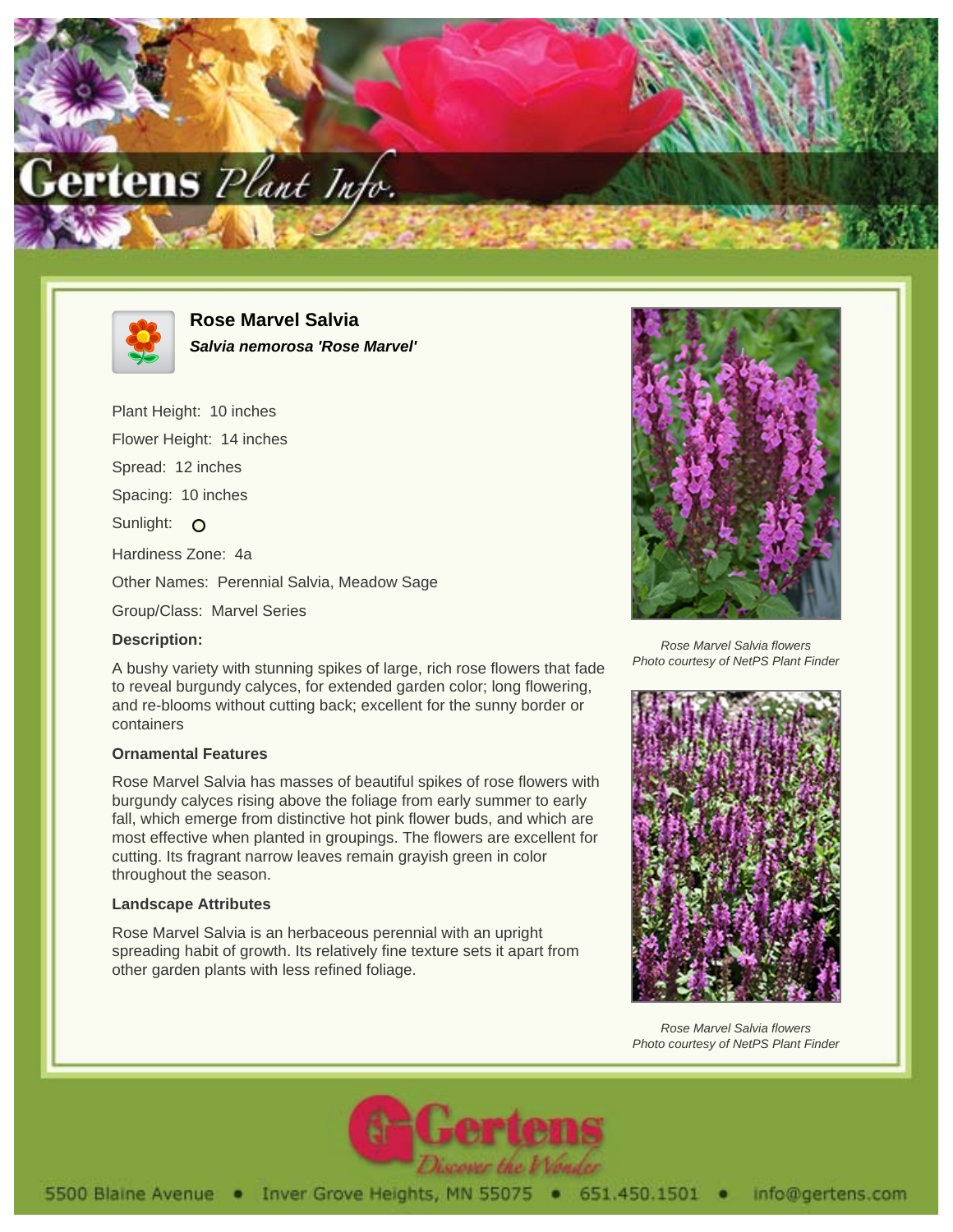# Rose Marvel Salvia

***Salvia nemorosa 'Rose Marvel'***

Plant Height: 10 inches

Flower Height: 14 inches

Spread: 12 inches

Spacing: 10 inches

Sunlight: O

Hardiness Zone: 4a

Other Names: Perennial Salvia, Meadow Sage

Group/Class: Marvel Series

**Description:**

A bushy variety with stunning spikes of large, rich rose flowers that fade to reveal burgundy calyces, for extended garden color; long flowering, and re-blooms without cutting back; excellent for the sunny border or containers

**Ornamental Features**

Rose Marvel Salvia has masses of beautiful spikes of rose flowers with burgundy calyces rising above the foliage from early summer to early fall, which emerge from distinctive hot pink flower buds, and which are most effective when planted in groupings. The flowers are excellent for cutting. Its fragrant narrow leaves remain grayish green in color throughout the season.

**Landscape Attributes**

Rose Marvel Salvia is an herbaceous perennial with an upright spreading habit of growth. Its relatively fine texture sets it apart from other garden plants with less refined foliage.

*Rose Marvel Salvia flowers*
*Photo courtesy of NetPS Plant Finder*

*Rose Marvel Salvia flowers*
*Photo courtesy of NetPS Plant Finder*

5500 Blaine Avenue • Inver Grove Heights, MN 55075 • 651.450.1501 • info@gertens.com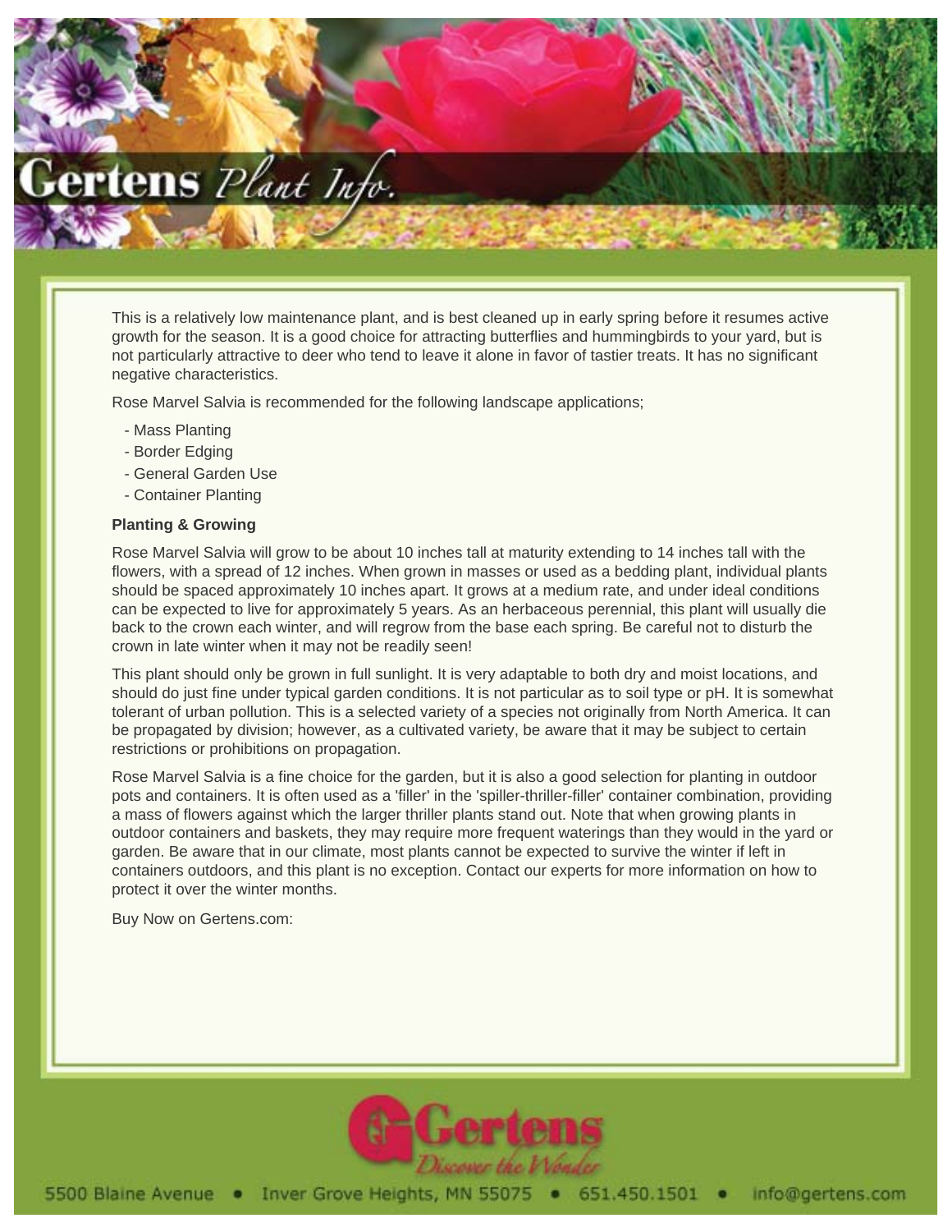This is a relatively low maintenance plant, and is best cleaned up in early spring before it resumes active growth for the season. It is a good choice for attracting butterflies and hummingbirds to your yard, but is not particularly attractive to deer who tend to leave it alone in favor of tastier treats. It has no significant negative characteristics.

Rose Marvel Salvia is recommended for the following landscape applications;

- Mass Planting
- Border Edging
- General Garden Use
- Container Planting

**Planting & Growing**

Rose Marvel Salvia will grow to be about 10 inches tall at maturity extending to 14 inches tall with the flowers, with a spread of 12 inches. When grown in masses or used as a bedding plant, individual plants should be spaced approximately 10 inches apart. It grows at a medium rate, and under ideal conditions can be expected to live for approximately 5 years. As an herbaceous perennial, this plant will usually die back to the crown each winter, and will regrow from the base each spring. Be careful not to disturb the crown in late winter when it may not be readily seen!

This plant should only be grown in full sunlight. It is very adaptable to both dry and moist locations, and should do just fine under typical garden conditions. It is not particular as to soil type or pH. It is somewhat tolerant of urban pollution. This is a selected variety of a species not originally from North America. It can be propagated by division; however, as a cultivated variety, be aware that it may be subject to certain restrictions or prohibitions on propagation.

Rose Marvel Salvia is a fine choice for the garden, but it is also a good selection for planting in outdoor pots and containers. It is often used as a 'filler' in the 'spiller-thriller-filler' container combination, providing a mass of flowers against which the larger thriller plants stand out. Note that when growing plants in outdoor containers and baskets, they may require more frequent waterings than they would in the yard or garden. Be aware that in our climate, most plants cannot be expected to survive the winter if left in containers outdoors, and this plant is no exception. Contact our experts for more information on how to protect it over the winter months.

Buy Now on Gertens.com: